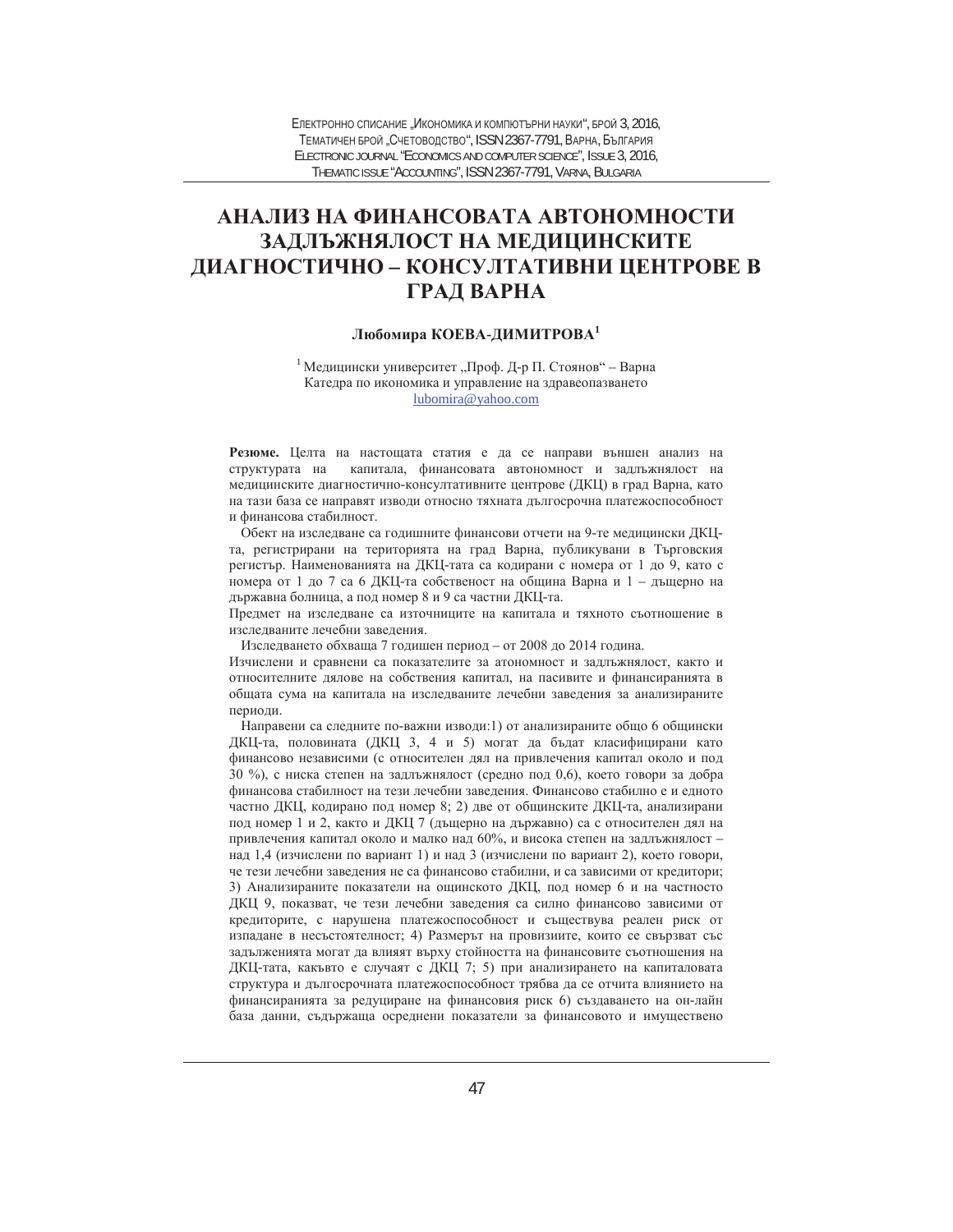# АНАЛИЗ НА ФИНАНСОВАТА АВТОНОМНОСТИ ЗАДЛЪЖНЯЛОСТ НА МЕДИЦИНСКИТЕ ДИАГНОСТИЧНО – КОНСУЛТАТИВНИ ЦЕНТРОВЕ В ГРАД ВАРНА

**Любомира КОЕВА-ДИМИТРОВА**[1]

[1] Медицински университет „Проф. Д-р П. Стоянов" – Варна
Катедра по икономика и управление на здравеопазването
lubomira@yahoo.com

**Резюме.** Целта на настоящата статия е да се направи външен анализ на структурата на капитала, финансовата автономност и задлъжнялост на медицинските диагностично-консултативните центрове (ДКЦ) в град Варна, като на тази база се направят изводи относно тяхната дългосрочна платежоспособност и финансова стабилност.

Обект на изследване са годишните финансови отчети на 9-те медицински ДКЦ-та, регистрирани на територията на град Варна, публикувани в Търговския регистър. Наименованията на ДКЦ-тата са кодирани с номера от 1 до 9, като с номера от 1 до 7 са 6 ДКЦ-та собственост на община Варна и 1 – дъщерно на държавна болница, а под номер 8 и 9 са частни ДКЦ-та.

Предмет на изследване са източниците на капитала и тяхното съотношение в изследваните лечебни заведения.

Изследването обхваща 7 годишен период – от 2008 до 2014 година.

Изчислени и сравнени са показателите за атономност и задлъжнялост, както и относителните дялове на собствения капитал, на пасивите и финансиранията в общата сума на капитала на изследваните лечебни заведения за анализираните периоди.

Направени са следните по-важни изводи:1) от анализираните общо 6 общински ДКЦ-та, половината (ДКЦ 3, 4 и 5) могат да бъдат класифицирани като финансово независими (с относителен дял на привлечения капитал около и под 30 %), с ниска степен на задлъжнялост (средно под 0,6), което говори за добра финансова стабилност на тези лечебни заведения. Финансово стабилно е и едното частно ДКЦ, кодирано под номер 8; 2) две от общинските ДКЦ-та, анализирани под номер 1 и 2, както и ДКЦ 7 (дъщерно на държавно) са с относителен дял на привлечения капитал около и малко над 60%, и висока степен на задлъжнялост – над 1,4 (изчислени по вариант 1) и над 3 (изчислени по вариант 2), което говори, че тези лечебни заведения не са финансово стабилни, и са зависими от кредитори; 3) Анализираните показатели на оищнското ДКЦ, под номер 6 и на частноста ДКЦ 9, показват, че тези лечебни заведения са силно финансово зависими от кредиторите, с нарушена платежоспособност и съществува реален риск от изпадане в несъстоятелност; 4) Размерът на провизиите, които се свързват със задълженията могат да влияят върху стойността на финансовите съотношения на ДКЦ-тата, какъвто е случаят с ДКЦ 7; 5) при анализирането на капиталовата структура и дългосрочната платежоспособност трябва да се отчита влиянието на финансиранията за редуциране на финансовия риск 6) създаването на он-лайн база данни, съдържаща осреднени показатели за финансовото и имуществено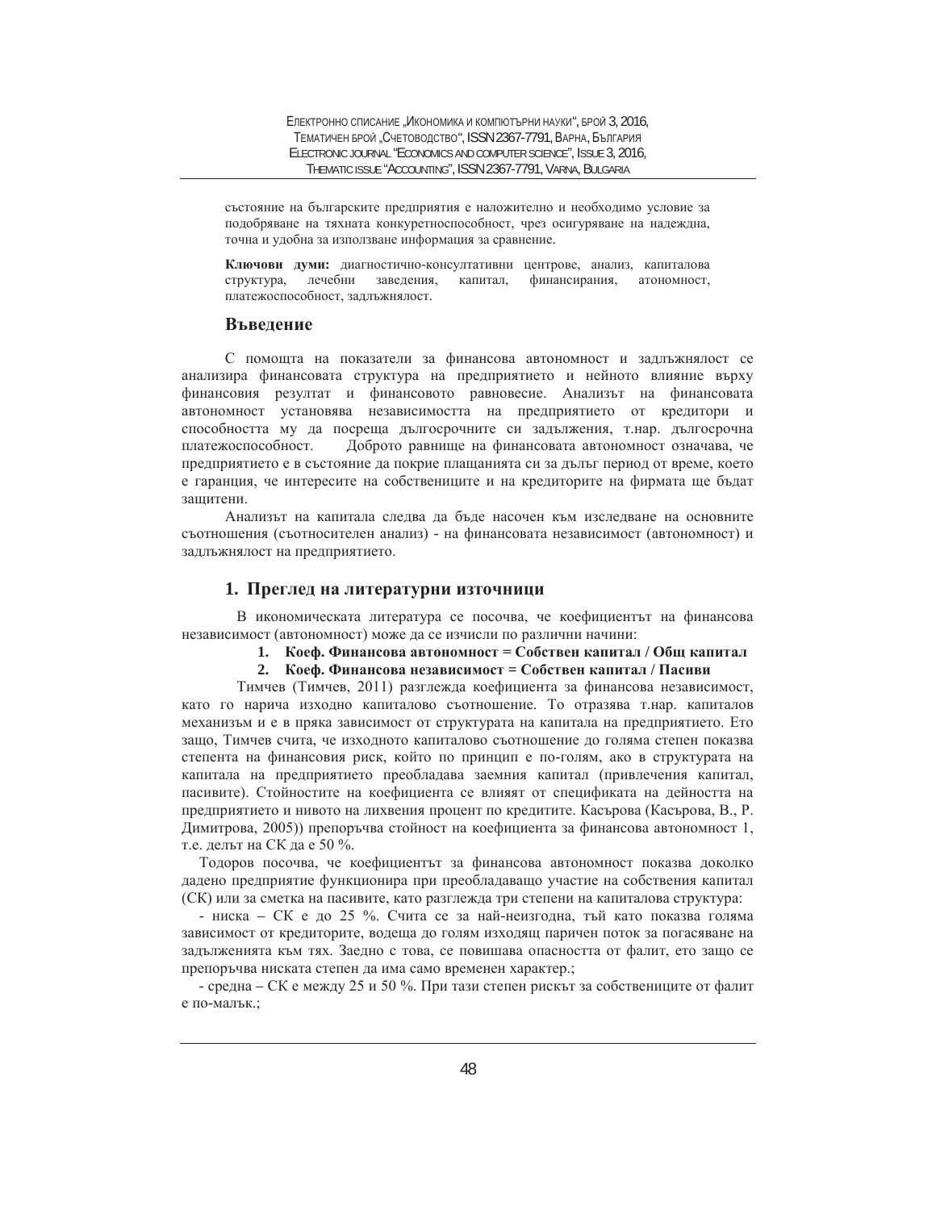състояние на българските предприятия е наложително и необходимо условие за подобряване на тяхната конкуретноспособност, чрез осигуряване на надеждна, точна и удобна за използване информация за сравнение.

**Ключови думи:** диагностично-консултативни центрове, анализ, капиталова структура, лечебни заведения, капитал, финансирания, атономност, платежоспособност, задлъжнялост.

## Въведение

С помощта на показатели за финансова автономност и задлъжнялост се анализира финансовата структура на предприятието и нейното влияние върху финансовия резултат и финансовото равновесие. Анализът на финансовата автономност установява независимостта на предприятието от кредитори и способността му да посреща дългосрочните си задължения, т.нар. дългосрочна платежоспособност. Доброто равнище на финансовата автономност означава, че предприятието е в състояние да покрие плащанията си за дълг период от време, което е гаранция, че интересите на собствениците и на кредиторите на фирмата ще бъдат защитени.

Анализът на капитала следва да бъде насочен към изследване на основните съотношения (съотносителен анализ) - на финансовата независимост (автономност) и задлъжнялост на предприятието.

## 1. Преглед на литературни източници

В икономическата литература се посочва, че коефициентът на финансова независимост (автономност) може да се изчисли по различни начини:

1. **Коеф. Финансова автономност = Собствен капитал / Общ капитал**
2. **Коеф. Финансова независимост = Собствен капитал / Пасиви**

Тимчев (Тимчев, 2011) разглежда коефициента за финансова независимост, като го нарича изходно капиталово съотношение. То отразява т.нар. капиталов механизъм и е в пряка зависимост от структурата на капитала на предприятието. Ето защо, Тимчев счита, че изходното капиталово съотношение до голяма степен показва степента на финансовия риск, който по принцип е по-голям, ако в структурата на капитала на предприятието преобладава заемния капитал (привлечения капитал, пасивите). Стойностите на коефициента се влияят от спецификата на дейността на предприятието и нивото на лихвения процент по кредитите. Касърова (Касърова, В., Р. Димитрова, 2005)) препоръчва стойност на коефициента за финансова автономност 1, т.е. делът на СК да е 50 %.

Тодоров посочва, че коефициентът за финансова автономност показва доколко дадено предприятие функционира при преобладаващо участие на собствения капитал (СК) или за сметка на пасивите, като разглежда три степени на капиталова структура:

- ниска – СК е до 25 %. Счита се за най-неизгодна, тъй като показва голяма зависимост от кредиторите, водеща до голям изходящ паричен поток за погасяване на задълженията към тях. Заедно с това, се повишава опасността от фалит, ето защо се препоръчва ниската степен да има само временен характер.;
- средна – СК е между 25 и 50 %. При тази степен рискът за собствениците от фалит е по-малък.;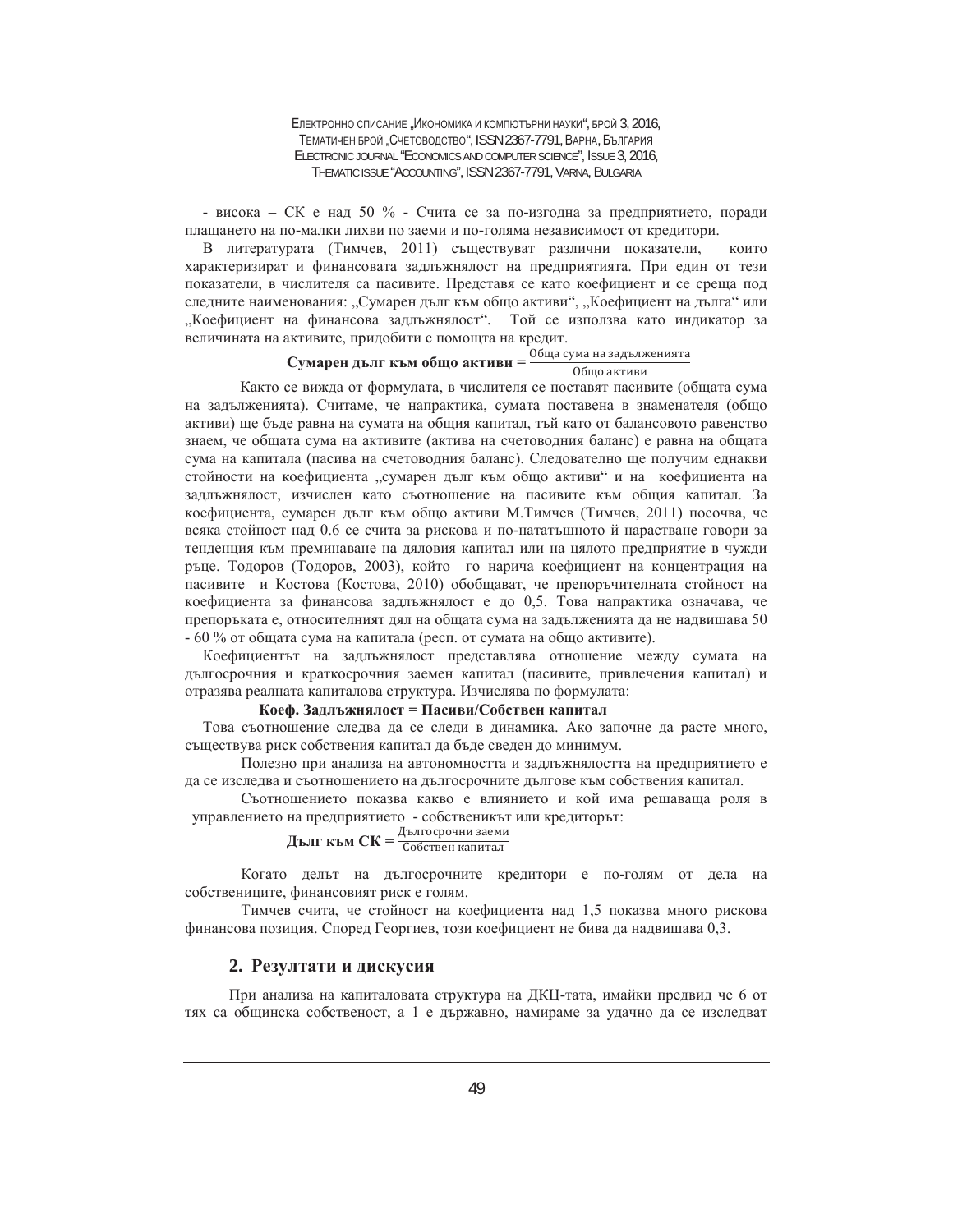- висока – СК е над 50 % - Счита се за по-изгодна за предприятието, поради плащането на по-малки лихви по заеми и по-голяма независимост от кредитори.

В литературата (Тимчев, 2011) съществуват различни показатели, които характеризират и финансовата задлъжнялост на предприятията. При един от тези показатели, в числителя са пасивите. Представя се като коефициент и се среща под следните наименования: „Сумарен дълг към общо активи", „Коефициент на дълга" или „Коефициент на финансова задлъжнялост". Той се използва като индикатор за величината на активите, придобити с помощта на кредит.

$$\textbf{Сумарен дълг към общо активи} = \frac{\text{Обща сума на задълженията}}{\text{Общо активи}}$$

Както се вижда от формулата, в числителя се поставят пасивите (общата сума на задълженията). Считаме, че напрактика, сумата поставена в знаменателя (общо активи) ще бъде равна на сумата на общия капитал, тъй като от балансовото равенство знаем, че общата сума на активите (актива на счетоводния баланс) е равна на общата сума на капитала (пасива на счетоводния баланс). Следователно ще получим еднакви стойности на коефициента „сумарен дълг към общо активи" и на коефициента на задлъжнялост, изчислен като съотношение на пасивите към общия капитал. За коефициента, сумарен дълг към общо активи М.Тимчев (Тимчев, 2011) посочва, че всяка стойност над 0.6 се счита за рискова и по-нататъшното й нарастване говори за тенденция към преминаване на дяловия капитал или на цялото предприятие в чужди ръце. Тодоров (Тодоров, 2003), който го нарича коефициент на концентрация на пасивите и Костова (Костова, 2010) обобщават, че препоръчителната стойност на коефициента за финансова задлъжнялост е до 0,5. Това напрактика означава, че препоръката е, относителният дял на общата сума на задълженията да не надвишава 50 - 60 % от общата сума на капитала (респ. от сумата на общо активите).

Коефициентът на задлъжнялост представлява отношение между сумата на дългосрочния и краткосрочния заемен капитал (пасивите, привлечения капитал) и отразява реалната капиталова структура. Изчислява по формулата:

**Коеф. Задлъжнялост = Пасиви/Собствен капитал**

Това съотношение следва да се следи в динамика. Ако започне да расте много, съществува риск собствения капитал да бъде сведен до минимум.

Полезно при анализа на автономността и задлъжнялостта на предприятието е да се изследва и съотношението на дългосрочните дългове към собствения капитал.

Съотношението показва какво е влиянието и кой има решаваща роля в управлението на предприятието - собственикът или кредиторът:

$$\textbf{Дълг към СК} = \frac{\text{Дългосрочни заеми}}{\text{Собствен капитал}}$$

Когато делът на дългосрочните кредитори е по-голям от дела на собствениците, финансовият риск е голям.

Тимчев счита, че стойност на коефициента над 1,5 показва много рискова финансова позиция. Според Георгиев, този коефициент не бива да надвишава 0,3.

## 2. Резултати и дискусия

При анализа на капиталовата структура на ДКЦ-тата, имайки предвид че 6 от тях са общинска собственост, а 1 е държавно, намираме за удачно да се изследват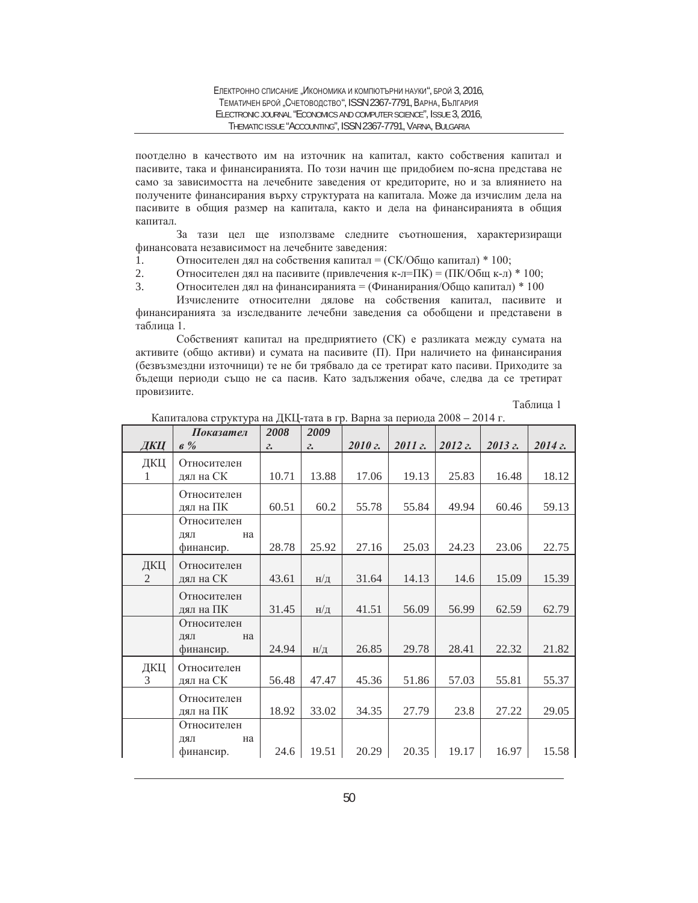поотделно в качеството им на източник на капитал, както собствения капитал и пасивите, така и финансиранията. По този начин ще придобием по-ясна представа не само за зависимостта на лечебните заведения от кредиторите, но и за влиянието на получените финансирания върху структурата на капитала. Може да изчислим дела на пасивите в общия размер на капитала, както и дела на финансиранията в общия капитал.

За тази цел ще използваме следните съотношения, характеризиращи финансовата независимост на лечебните заведения:

1. Относителен дял на собствения капитал = (СК/Общо капитал) * 100;
2. Относителен дял на пасивите (привлечения к-л=ПК) = (ПК/Общ к-л) * 100;
3. Относителен дял на финансиранията = (Финанирания/Общо капитал) * 100

Изчислените относителни дялове на собствения капитал, пасивите и финансиранията за изследваните лечебни заведения са обобщени и представени в таблица 1.

Собственият капитал на предприятието (СК) е разликата между сумата на активите (общо активи) и сумата на пасивите (П). При наличието на финансирания (безвъзмездни източници) те не би трябвало да се третират като пасиви. Приходите за бъдещи периоди също не са пасив. Като задължения обаче, следва да се третират провизиите.

Таблица 1

Капиталова структура на ДКЦ-тата в гр. Варна за периода 2008 – 2014 г.

| *ДКЦ* | *Показател в %* | *2008 г.* | *2009 г.* | *2010 г.* | *2011 г.* | *2012 г.* | *2013 г.* | *2014 г.* |
|---|---|---|---|---|---|---|---|---|
| ДКЦ 1 | Относителен дял на СК | 10.71 | 13.88 | 17.06 | 19.13 | 25.83 | 16.48 | 18.12 |
| | Относителен дял на ПК | 60.51 | 60.2 | 55.78 | 55.84 | 49.94 | 60.46 | 59.13 |
| | Относителен дял на финансир. | 28.78 | 25.92 | 27.16 | 25.03 | 24.23 | 23.06 | 22.75 |
| ДКЦ 2 | Относителен дял на СК | 43.61 | н/д | 31.64 | 14.13 | 14.6 | 15.09 | 15.39 |
| | Относителен дял на ПК | 31.45 | н/д | 41.51 | 56.09 | 56.99 | 62.59 | 62.79 |
| | Относителен дял на финансир. | 24.94 | н/д | 26.85 | 29.78 | 28.41 | 22.32 | 21.82 |
| ДКЦ 3 | Относителен дял на СК | 56.48 | 47.47 | 45.36 | 51.86 | 57.03 | 55.81 | 55.37 |
| | Относителен дял на ПК | 18.92 | 33.02 | 34.35 | 27.79 | 23.8 | 27.22 | 29.05 |
| | Относителен дял на финансир. | 24.6 | 19.51 | 20.29 | 20.35 | 19.17 | 16.97 | 15.58 |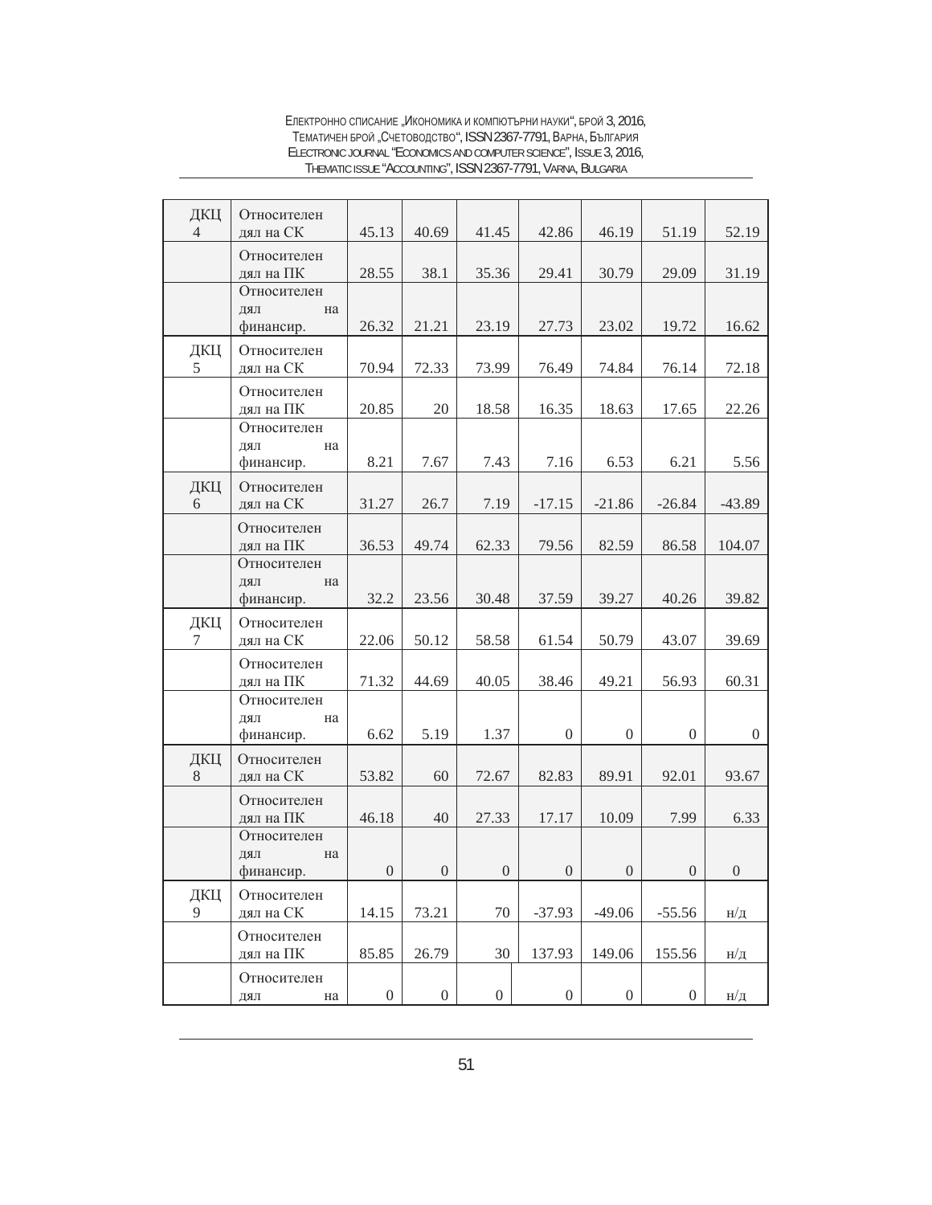| ДКЦ 4 | Относителен дял на СК | 45.13 | 40.69 | 41.45 | 42.86 | 46.19 | 51.19 | 52.19 |
|---|---|---|---|---|---|---|---|---|
| | Относителен дял на ПК | 28.55 | 38.1 | 35.36 | 29.41 | 30.79 | 29.09 | 31.19 |
| | Относителен дял на финансир. | 26.32 | 21.21 | 23.19 | 27.73 | 23.02 | 19.72 | 16.62 |
| ДКЦ 5 | Относителен дял на СК | 70.94 | 72.33 | 73.99 | 76.49 | 74.84 | 76.14 | 72.18 |
| | Относителен дял на ПК | 20.85 | 20 | 18.58 | 16.35 | 18.63 | 17.65 | 22.26 |
| | Относителен дял на финансир. | 8.21 | 7.67 | 7.43 | 7.16 | 6.53 | 6.21 | 5.56 |
| ДКЦ 6 | Относителен дял на СК | 31.27 | 26.7 | 7.19 | -17.15 | -21.86 | -26.84 | -43.89 |
| | Относителен дял на ПК | 36.53 | 49.74 | 62.33 | 79.56 | 82.59 | 86.58 | 104.07 |
| | Относителен дял на финансир. | 32.2 | 23.56 | 30.48 | 37.59 | 39.27 | 40.26 | 39.82 |
| ДКЦ 7 | Относителен дял на СК | 22.06 | 50.12 | 58.58 | 61.54 | 50.79 | 43.07 | 39.69 |
| | Относителен дял на ПК | 71.32 | 44.69 | 40.05 | 38.46 | 49.21 | 56.93 | 60.31 |
| | Относителен дял на финансир. | 6.62 | 5.19 | 1.37 | 0 | 0 | 0 | 0 |
| ДКЦ 8 | Относителен дял на СК | 53.82 | 60 | 72.67 | 82.83 | 89.91 | 92.01 | 93.67 |
| | Относителен дял на ПК | 46.18 | 40 | 27.33 | 17.17 | 10.09 | 7.99 | 6.33 |
| | Относителен дял на финансир. | 0 | 0 | 0 | 0 | 0 | 0 | 0 |
| ДКЦ 9 | Относителен дял на СК | 14.15 | 73.21 | 70 | -37.93 | -49.06 | -55.56 | н/д |
| | Относителен дял на ПК | 85.85 | 26.79 | 30 | 137.93 | 149.06 | 155.56 | н/д |
| | Относителен дял на | 0 | 0 | 0 | 0 | 0 | 0 | н/д |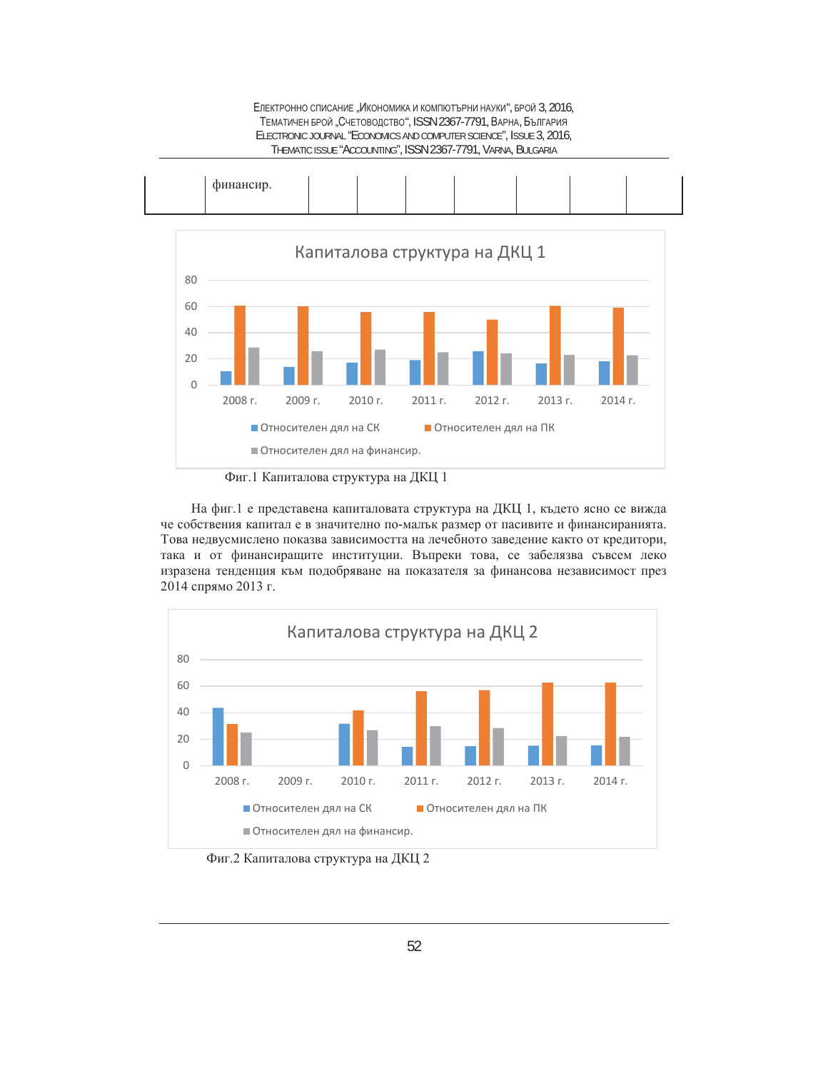| | | | | | | | | |
|---|---|---|---|---|---|---|---|---|
| | финансир. | | | | | | | |

Фиг.1 Капиталова структура на ДКЦ 1

На фиг.1 е представена капиталовата структура на ДКЦ 1, където ясно се вижда че собствения капитал е в значително по-малък размер от пасивите и финансиранията. Това недвусмислено показва зависимостта на лечебното заведение както от кредитори, така и от финансиращите институции. Въпреки това, се забелязва съвсем леко изразена тенденция към подобряване на показателя за финансова независимост през 2014 спрямо 2013 г.

Фиг.2 Капиталова структура на ДКЦ 2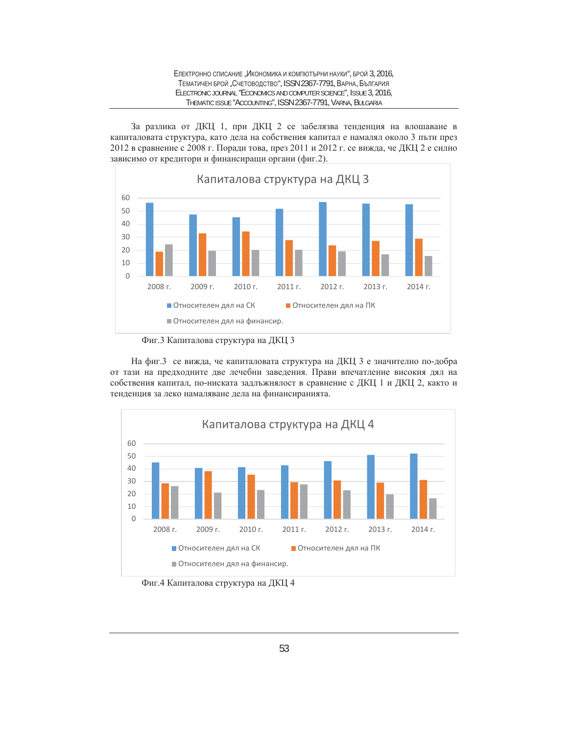За разлика от ДКЦ 1, при ДКЦ 2 се забелязва тенденция на влошаване в капиталовата структура, като дела на собствения капитал е намалял около 3 пъти през 2012 в сравнение с 2008 г. Поради това, през 2011 и 2012 г. се вижда, че ДКЦ 2 е силно зависимо от кредитори и финансиращи органи (фиг.2).

Фиг.3 Капиталова структура на ДКЦ 3

На фиг.3 се вижда, че капиталовата структура на ДКЦ 3 е значително по-добра от тази на предходните две лечебни заведения. Прави впечатление високия дял на собствения капитал, по-ниската задлъжнялост в сравнение с ДКЦ 1 и ДКЦ 2, както и тенденция за леко намаляване дела на финансиранията.

Фиг.4 Капиталова структура на ДКЦ 4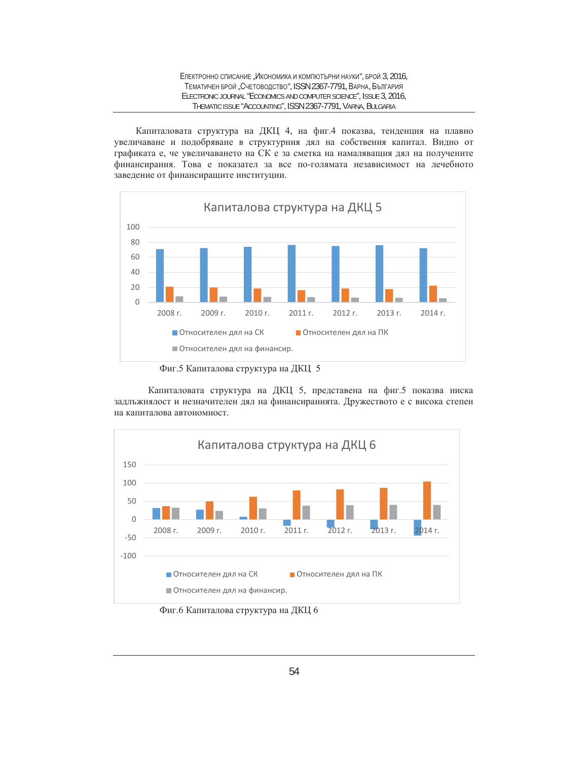Капиталовата структура на ДКЦ 4, на фиг.4 показва, тенденция на плавно увеличаване и подобряване в структурния дял на собствения капитал. Видно от графиката е, че увеличаването на СК е за сметка на намаляващия дял на получените финансирания. Това е показател за все по-голямата независимост на лечебното заведение от финансиращите институции.

Фиг.5 Капиталова структура на ДКЦ 5

Капиталовата структура на ДКЦ 5, представена на фиг.5 показва ниска задлъжнялост и незначителен дял на финансиранията. Дружеството е с висока степен на капиталова автономност.

Фиг.6 Капиталова структура на ДКЦ 6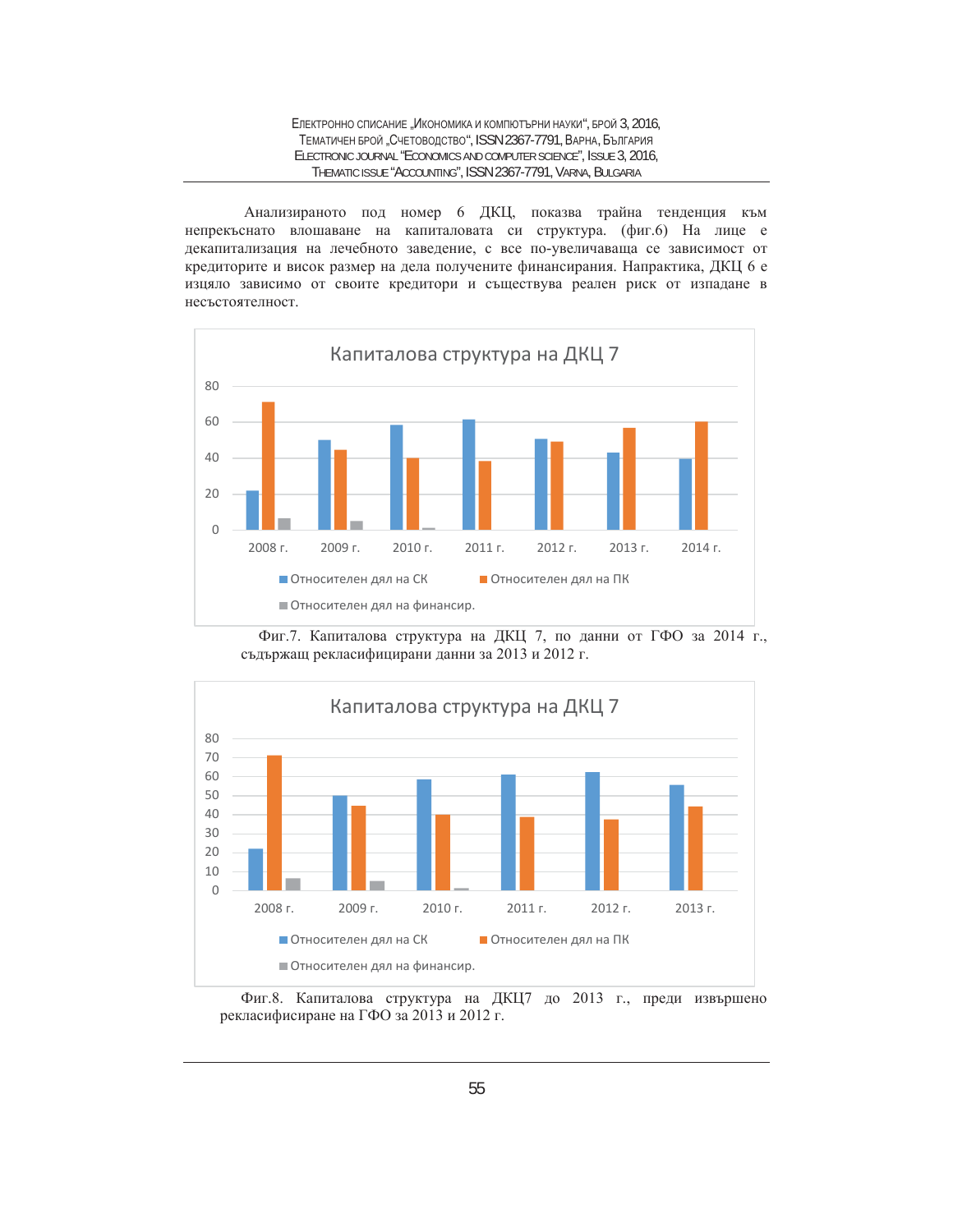Анализираното под номер 6 ДКЦ, показва трайна тенденция към непрекъснато влошаване на капиталовата си структура. (фиг.6) На лице е декапитализация на лечебното заведение, с все по-увеличаваща се зависимост от кредиторите и висок размер на дела получените финансирания. Напрактика, ДКЦ 6 е изцяло зависимо от своите кредитори и съществува реален риск от изпадане в несъстоятелност.

Фиг.7. Капиталова структура на ДКЦ 7, по данни от ГФО за 2014 г., съдържащ рекласифицирани данни за 2013 и 2012 г.

Фиг.8. Капиталова структура на ДКЦ7 до 2013 г., преди извършено рекласифисиране на ГФО за 2013 и 2012 г.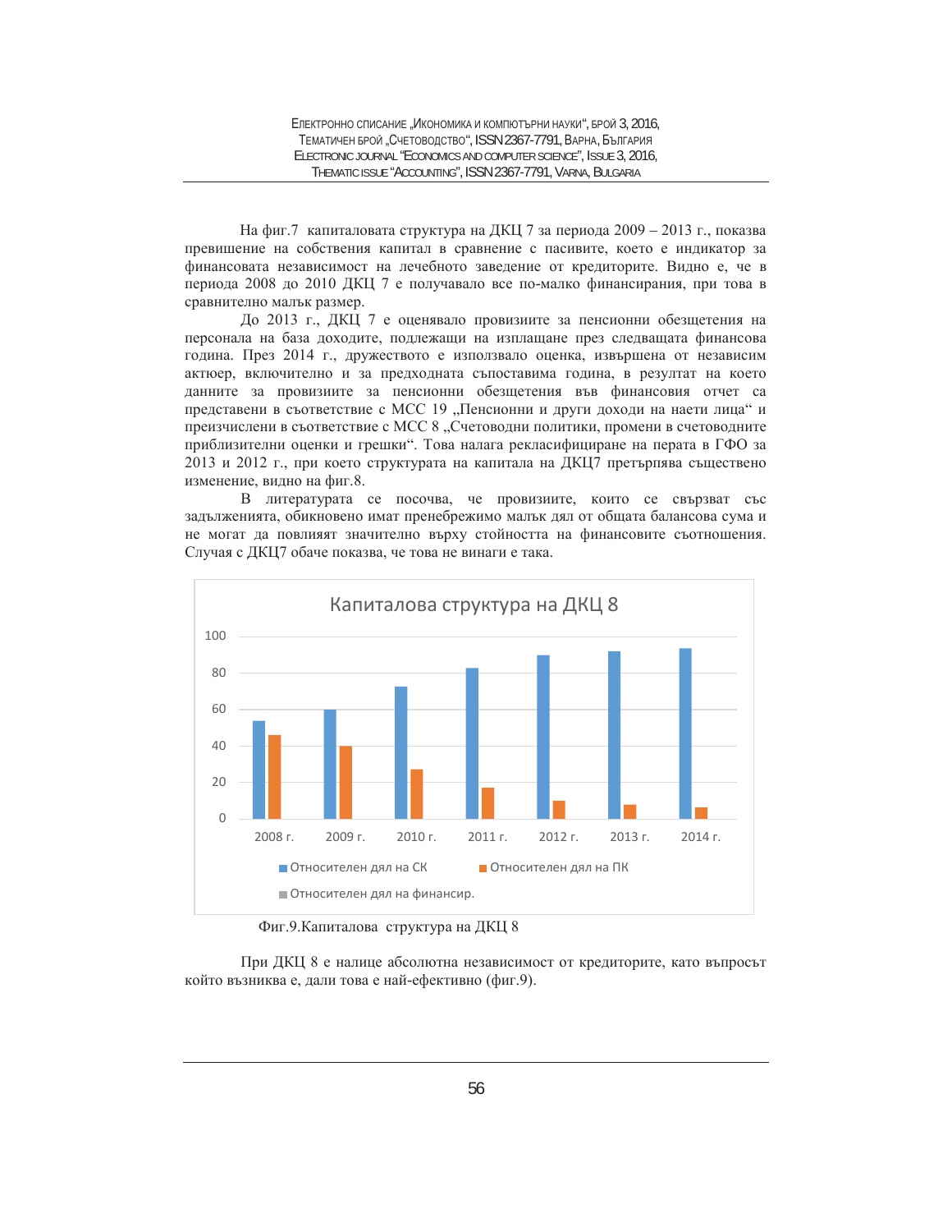На фиг.7 капиталовата структура на ДКЦ 7 за периода 2009 – 2013 г., показва превишение на собствения капитал в сравнение с пасивите, което е индикатор за финансовата независимост на лечебното заведение от кредиторите. Видно е, че в периода 2008 до 2010 ДКЦ 7 е получавало все по-малко финансирания, при това в сравнително малък размер.

До 2013 г., ДКЦ 7 е оценявало провизиите за пенсионни обезщетения на персонала на база доходите, подлежащи на изплащане през следващата финансова година. През 2014 г., дружеството е използвало оценка, извършена от независим актюер, включително и за предходната съпоставима година, в резултат на което данните за провизиите за пенсионни обезщетения във финансовия отчет са представени в съответствие с МСС 19 „Пенсионни и други доходи на наети лица" и преизчислени в съответствие с МСС 8 „Счетоводни политики, промени в счетоводните приблизителни оценки и грешки". Това налага рекласифициране на перата в ГФО за 2013 и 2012 г., при което структурата на капитала на ДКЦ7 претърпява съществено изменение, видно на фиг.8.

В литературата се посочва, че провизиите, които се свързват със задълженията, обикновено имат пренебрежимо малък дял от общата балансова сума и не могат да повлияят значително върху стойността на финансовите съотношения. Случая с ДКЦ7 обаче показва, че това не винаги е така.

Капиталова структура на ДКЦ 8

| | 2008 г. | 2009 г. | 2010 г. | 2011 г. | 2012 г. | 2013 г. | 2014 г. |
|---|---|---|---|---|---|---|---|
| Относителен дял на СК | 54 | 60 | 73 | 83 | 90 | 92 | 93 |
| Относителен дял на ПК | 46 | 40 | 27 | 17 | 10 | 8 | 6 |
| Относителен дял на финансир. | | | | | | | |

Фиг.9.Капиталова структура на ДКЦ 8

При ДКЦ 8 е налице абсолютна независимост от кредиторите, като въпросът който възниква е, дали това е най-ефективно (фиг.9).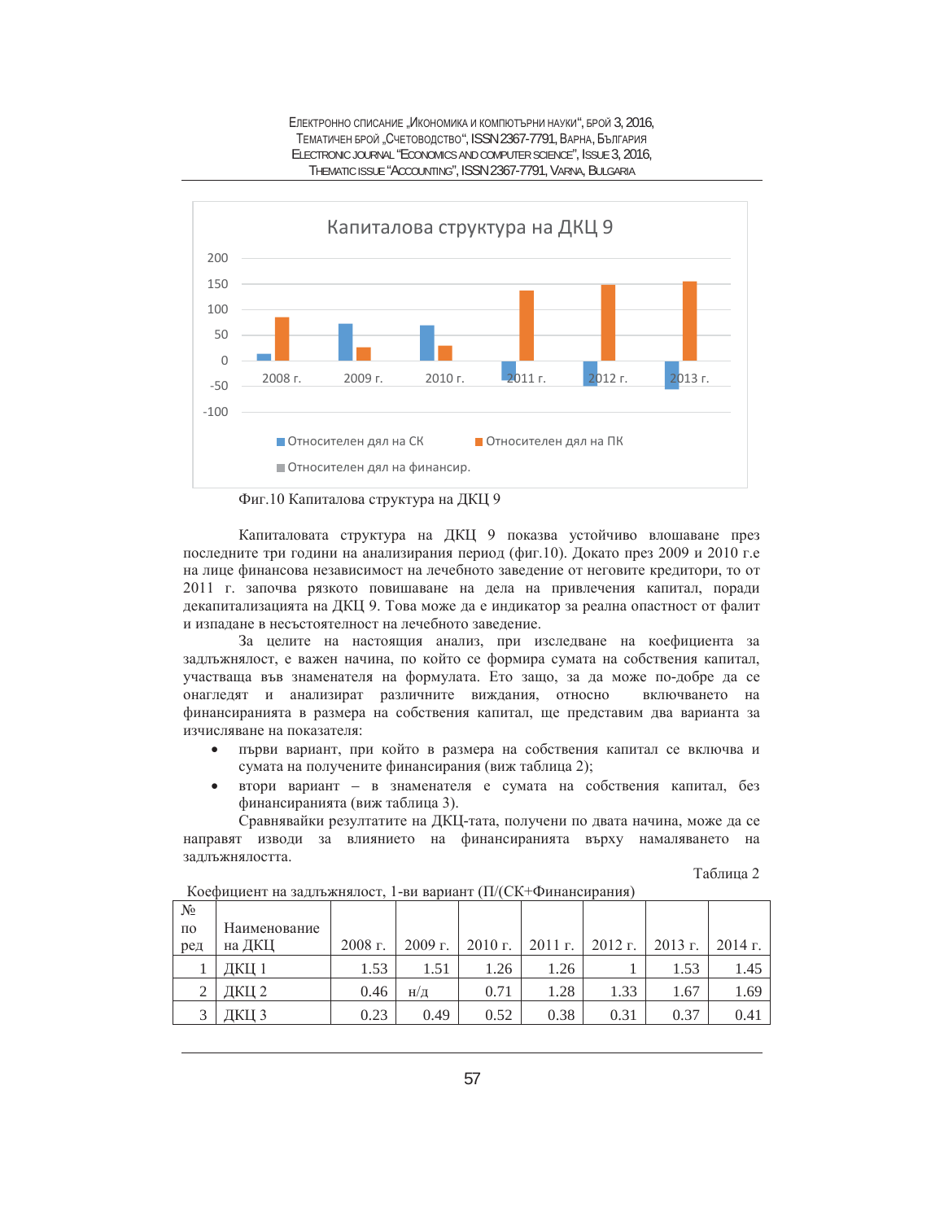Фиг.10 Капиталова структура на ДКЦ 9

Капиталовата структура на ДКЦ 9 показва устойчиво влошаване през последните три години на анализирания период (фиг.10). Докато през 2009 и 2010 г.е на лице финансова независимост на лечебното заведение от неговите кредитори, то от 2011 г. започва рязкото повишаване на дела на привлечения капитал, поради декапитализацията на ДКЦ 9. Това може да е индикатор за реална опастност от фалит и изпадане в несъстоятелност на лечебното заведение.

За целите на настоящия анализ, при изследване на коефициента за задлъжнялост, е важен начина, по който се формира сумата на собствения капитал, участваща във знаменателя на формулата. Ето защо, за да може по-добре да се онагледят и анализират различните виждания, относно включването на финансиранията в размера на собствения капитал, ще представим два варианта за изчисляване на показателя:

- първи вариант, при който в размера на собствения капитал се включва и сумата на получените финансирания (виж таблица 2);
- втори вариант – в знаменателя е сумата на собствения капитал, без финансиранията (виж таблица 3).

Сравнявайки резултатите на ДКЦ-тата, получени по двата начина, може да се направят изводи за влиянието на финансиранията върху намаляването на задлъжнялостта.

Таблица 2

Коефициент на задлъжнялост, 1-ви вариант (П/(СК+Финансирания)

| № по ред | Наименование на ДКЦ | 2008 г. | 2009 г. | 2010 г. | 2011 г. | 2012 г. | 2013 г. | 2014 г. |
|---|---|---|---|---|---|---|---|---|
| 1 | ДКЦ 1 | 1.53 | 1.51 | 1.26 | 1.26 | 1 | 1.53 | 1.45 |
| 2 | ДКЦ 2 | 0.46 | н/д | 0.71 | 1.28 | 1.33 | 1.67 | 1.69 |
| 3 | ДКЦ 3 | 0.23 | 0.49 | 0.52 | 0.38 | 0.31 | 0.37 | 0.41 |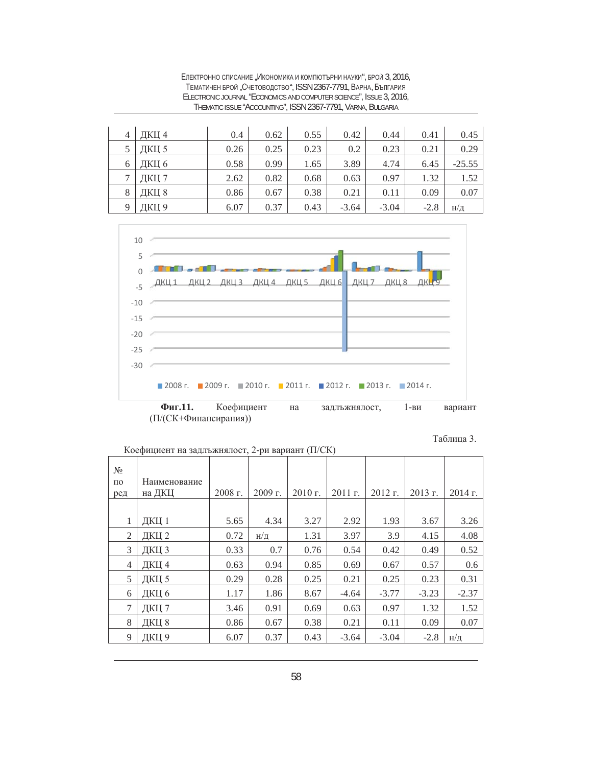| 4 | ДКЦ 4 | 0.4 | 0.62 | 0.55 | 0.42 | 0.44 | 0.41 | 0.45 |
|---|---|---|---|---|---|---|---|---|
| 5 | ДКЦ 5 | 0.26 | 0.25 | 0.23 | 0.2 | 0.23 | 0.21 | 0.29 |
| 6 | ДКЦ 6 | 0.58 | 0.99 | 1.65 | 3.89 | 4.74 | 6.45 | -25.55 |
| 7 | ДКЦ 7 | 2.62 | 0.82 | 0.68 | 0.63 | 0.97 | 1.32 | 1.52 |
| 8 | ДКЦ 8 | 0.86 | 0.67 | 0.38 | 0.21 | 0.11 | 0.09 | 0.07 |
| 9 | ДКЦ 9 | 6.07 | 0.37 | 0.43 | -3.64 | -3.04 | -2.8 | н/д |

**Фиг.11.** Коефициент на задлъжнялост, 1-ви вариант (П/(СК+Финансирания))

Таблица 3.

Коефициент на задлъжнялост, 2-ри вариант (П/СК)

| № по ред | Наименование на ДКЦ | 2008 г. | 2009 г. | 2010 г. | 2011 г. | 2012 г. | 2013 г. | 2014 г. |
|---|---|---|---|---|---|---|---|---|
| 1 | ДКЦ 1 | 5.65 | 4.34 | 3.27 | 2.92 | 1.93 | 3.67 | 3.26 |
| 2 | ДКЦ 2 | 0.72 | н/д | 1.31 | 3.97 | 3.9 | 4.15 | 4.08 |
| 3 | ДКЦ 3 | 0.33 | 0.7 | 0.76 | 0.54 | 0.42 | 0.49 | 0.52 |
| 4 | ДКЦ 4 | 0.63 | 0.94 | 0.85 | 0.69 | 0.67 | 0.57 | 0.6 |
| 5 | ДКЦ 5 | 0.29 | 0.28 | 0.25 | 0.21 | 0.25 | 0.23 | 0.31 |
| 6 | ДКЦ 6 | 1.17 | 1.86 | 8.67 | -4.64 | -3.77 | -3.23 | -2.37 |
| 7 | ДКЦ 7 | 3.46 | 0.91 | 0.69 | 0.63 | 0.97 | 1.32 | 1.52 |
| 8 | ДКЦ 8 | 0.86 | 0.67 | 0.38 | 0.21 | 0.11 | 0.09 | 0.07 |
| 9 | ДКЦ 9 | 6.07 | 0.37 | 0.43 | -3.64 | -3.04 | -2.8 | н/д |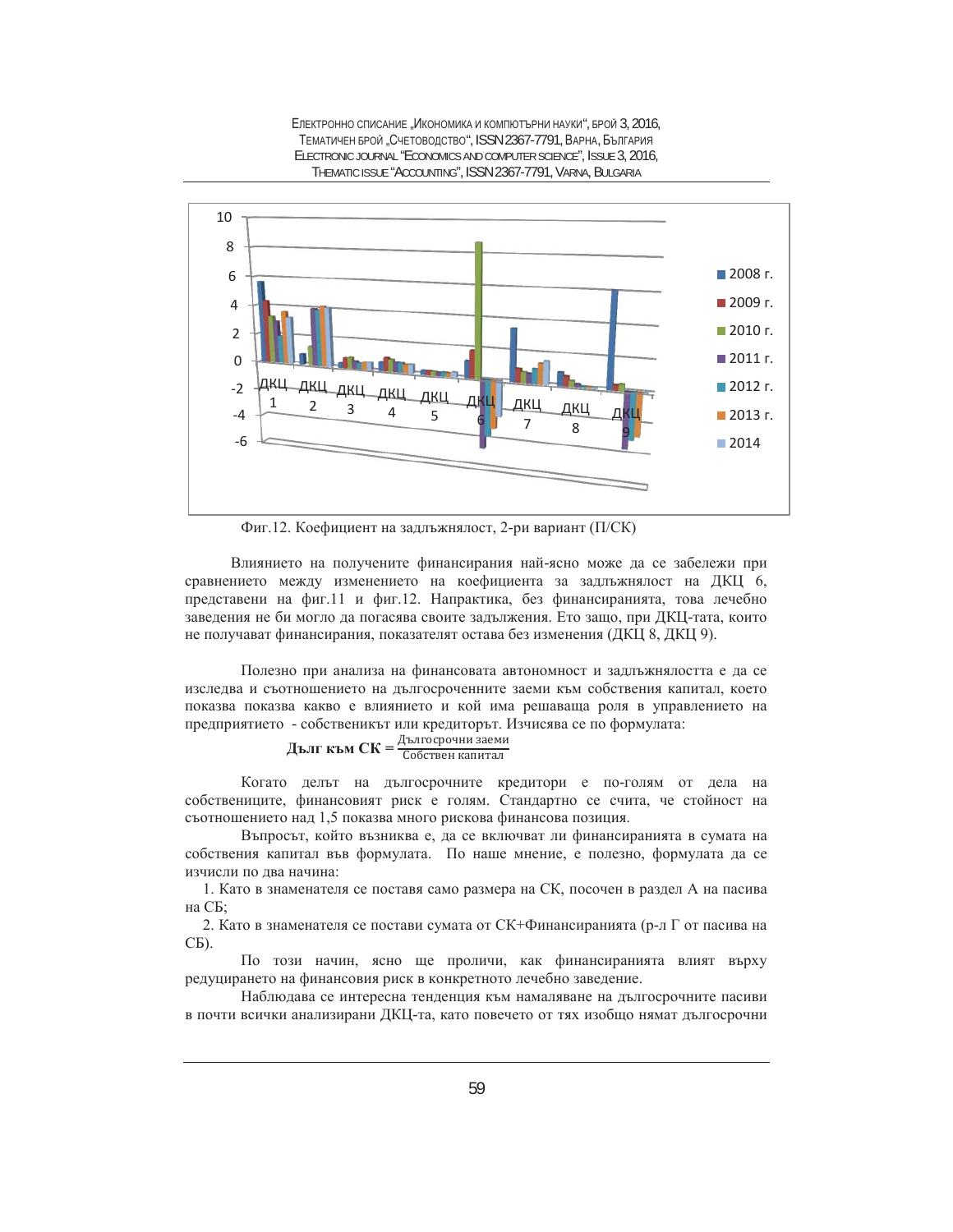Фиг.12. Коефициент на задлъжнялост, 2-ри вариант (П/СК)

Влиянието на получените финансирания най-ясно може да се забележи при сравнението между изменението на коефициента за задлъжнялост на ДКЦ 6, представени на фиг.11 и фиг.12. Напрактика, без финансиранията, това лечебно заведения не би могло да погасява своите задължения. Ето защо, при ДКЦ-тата, които не получават финансирания, показателят остава без изменения (ДКЦ 8, ДКЦ 9).

Полезно при анализа на финансовата автономност и задлъжнялостта е да се изследва и съотношението на дългосрочнните заеми към собствения капитал, което показва показва какво е влиянието и кой има решаваща роля в управлението на предприятието - собственикът или кредиторът. Изчислява се по формулата:

$$\textbf{Дълг към СК} = \frac{\text{Дългосрочни заеми}}{\text{Собствен капитал}}$$

Когато делът на дългосрочните кредитори е по-голям от дела на собствениците, финансовият риск е голям. Стандартно се счита, че стойност на съотношението над 1,5 показва много рискова финансова позиция.

Въпросът, който възниква е, да се включват ли финансиранията в сумата на собствения капитал във формулата. По наше мнение, е полезно, формулата да се изчисли по два начина:

1. Като в знаменателя се поставя само размера на СК, посочен в раздел А на пасива на СБ;
2. Като в знаменателя се постави сумата от СК+Финансиранията (р-л Г от пасива на СБ).

По този начин, ясно ще проличи, как финансиранията влият върху редуцирането на финансовия риск в конкретното лечебно заведение.

Наблюдава се интересна тенденция към намаляване на дългосрочните пасиви в почти всички анализирани ДКЦ-та, като повечето от тях изобщо нямат дългосрочни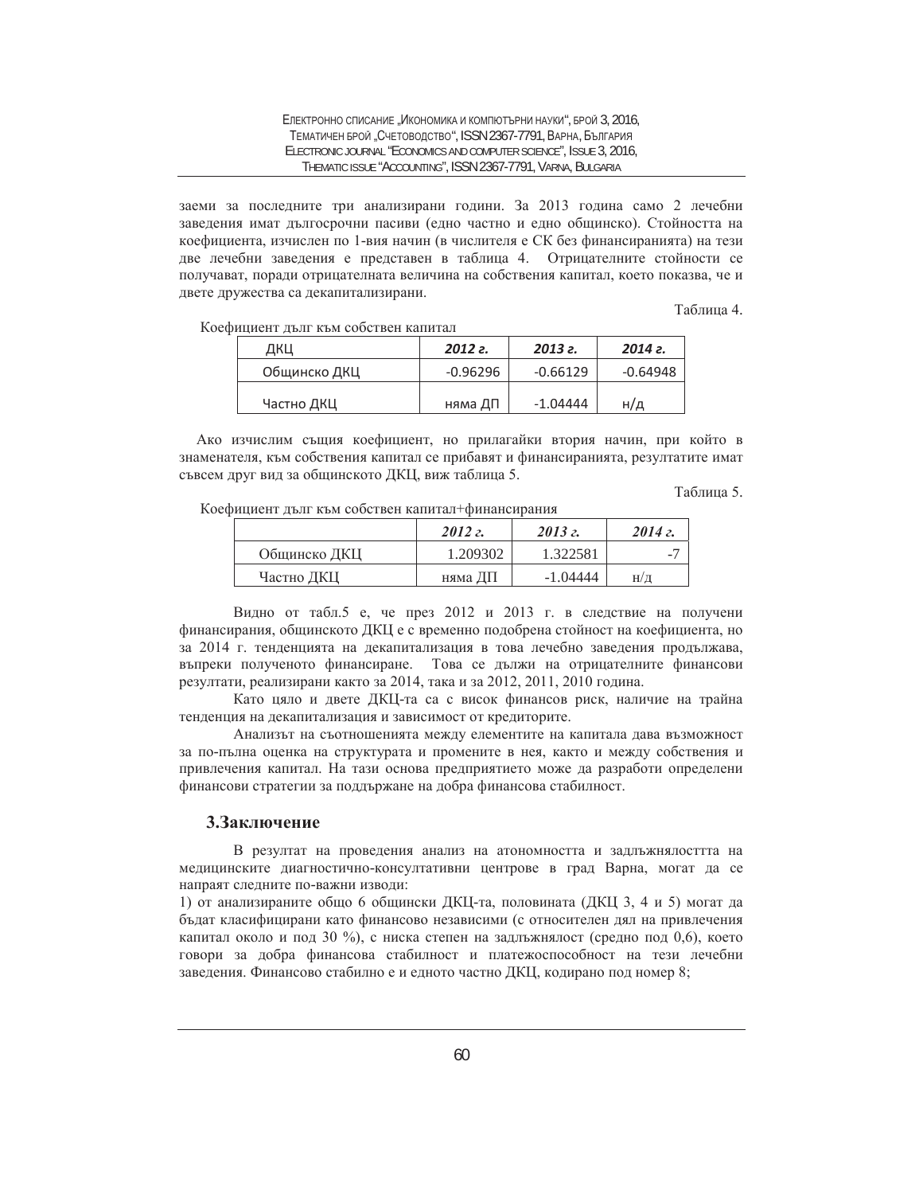заеми за последните три анализирани години. За 2013 година само 2 лечебни заведения имат дългосрочни пасиви (едно частно и едно общинско). Стойността на коефициента, изчислен по 1-вия начин (в числителя е СК без финансиранията) на тези две лечебни заведения е представен в таблица 4. Отрицателните стойности се получават, поради отрицателната величина на собствения капитал, което показва, че и двете дружества са декапитализирани.

Таблица 4.

Коефициент дълг към собствен капитал

| ДКЦ | *2012 г.* | *2013 г.* | *2014 г.* |
|---|---|---|---|
| Общинско ДКЦ | -0.96296 | -0.66129 | -0.64948 |
| Частно ДКЦ | няма ДП | -1.04444 | н/д |

Ако изчислим същия коефициент, но прилагайки втория начин, при който в знаменателя, към собствения капитал се прибавят и финансиранията, резултатите имат съвсем друг вид за общинското ДКЦ, виж таблица 5.

Таблица 5.

Коефициент дълг към собствен капитал+финансирания

| | *2012 г.* | *2013 г.* | *2014 г.* |
|---|---|---|---|
| Общинско ДКЦ | 1.209302 | 1.322581 | -7 |
| Частно ДКЦ | няма ДП | -1.04444 | н/д |

Видно от табл.5 е, че през 2012 и 2013 г. в следствие на получени финансирания, общинското ДКЦ е с временно подобрена стойност на коефициента, но за 2014 г. тенденцията на декапитализация в това лечебно заведения продължава, въпреки полученото финансиране. Това се дължи на отрицателните финансови резултати, реализирани както за 2014, така и за 2012, 2011, 2010 година.

Като цяло и двете ДКЦ-та са с висок финансов риск, наличие на трайна тенденция на декапитализация и зависимост от кредиторите.

Анализът на съотношенията между елементите на капитала дава възможност за по-пълна оценка на структурата и промените в нея, както и между собствения и привлечения капитал. На тази основа предприятието може да разработи определени финансови стратегии за поддържане на добра финансова стабилност.

## 3.Заключение

В резултат на проведения анализ на атономността и задлъжнялосттта на медицинските диагностично-консултативни центрове в град Варна, могат да се направят следните по-важни изводи:

1) от анализираните общо 6 общински ДКЦ-та, половината (ДКЦ 3, 4 и 5) могат да бъдат класифицирани като финансово независими (с относителен дял на привлечения капитал около и под 30 %), с ниска степен на задлъжнялост (средно под 0,6), което говори за добра финансова стабилност и платежоспособност на тези лечебни заведения. Финансово стабилно е и едното частно ДКЦ, кодирано под номер 8;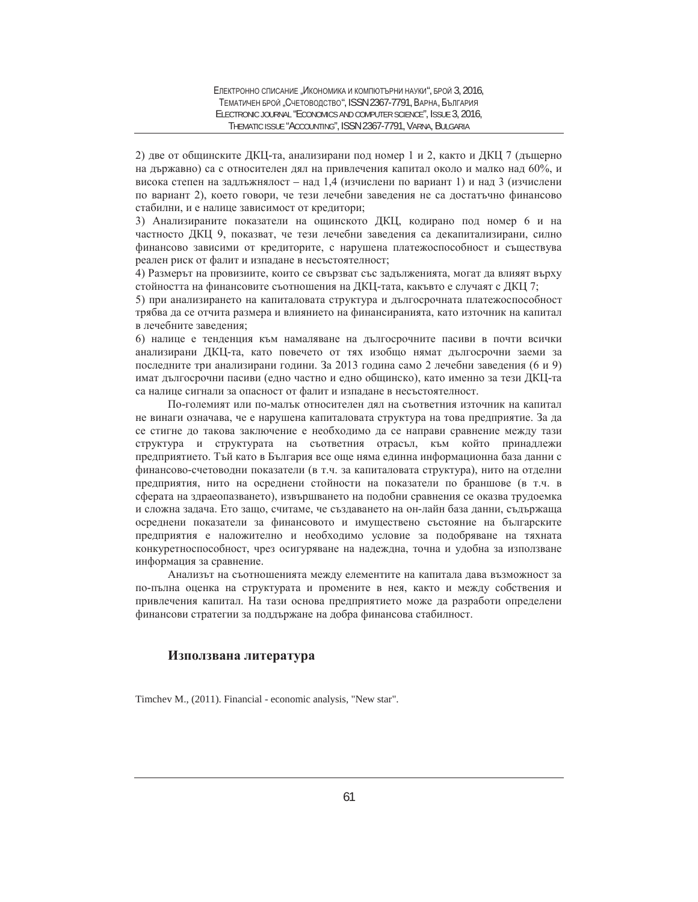2) две от общинските ДКЦ-та, анализирани под номер 1 и 2, както и ДКЦ 7 (дъщерно на държавно) са с относителен дял на привлечения капитал около и малко над 60%, и висока степен на задлъжнялост – над 1,4 (изчислени по вариант 1) и над 3 (изчислени по вариант 2), което говори, че тези лечебни заведения не са достатъчно финансово стабилни, и е налице зависимост от кредитори;

3) Анализираните показатели на ощинското ДКЦ, кодирано под номер 6 и на частносто ДКЦ 9, показват, че тези лечебни заведения са декапитализирани, силно финансово зависими от кредиторите, с нарушена платежоспособност и съществува реален риск от фалит и изпадане в несъстоятелност;

4) Размерът на провизиите, които се свързват със задълженията, могат да влияят върху стойността на финансовите съотношения на ДКЦ-тата, какъвто е случаят с ДКЦ 7;

5) при анализирането на капиталовата структура и дългосрочната платежоспособност трябва да се отчита размера и влиянието на финансиранията, като източник на капитал в лечебните заведения;

6) налице е тенденция към намаляване на дългосрочните пасиви в почти всички анализирани ДКЦ-та, като повечето от тях изобщо нямат дългосрочни заеми за последните три анализирани години. За 2013 година само 2 лечебни заведения (6 и 9) имат дългосрочни пасиви (едно частно и едно общинско), като именно за тези ДКЦ-та са налице сигнали за опасност от фалит и изпадане в несъстоятелност.

По-големият или по-малък относителен дял на съответния източник на капитал не винаги означава, че е нарушена капиталовата структура на това предприятие. За да се стигне до такова заключение е необходимо да се направи сравнение между тази структура и структурата на съответния отрасъл, към който принадлежи предприятието. Тъй като в България все още няма единна информационна база данни с финансово-счетоводни показатели (в т.ч. за капиталовата структура), нито на отделни предприятия, нито на осреднени стойности на показатели по браншове (в т.ч. в сферата на здраеопазването), извършването на подобни сравнения се оказва трудоемка и сложна задача. Ето защо, считаме, че създаването на он-лайн база данни, съдържаща осреднени показатели за финансовото и имуществено състояние на българските предприятия е наложително и необходимо условие за подобряване на тяхната конкуретноспособност, чрез осигуряване на надеждна, точна и удобна за използване информация за сравнение.

Анализът на съотношенията между елементите на капитала дава възможност за по-пълна оценка на структурата и промените в нея, както и между собствения и привлечения капитал. На тази основа предприятието може да разработи определени финансови стратегии за поддържане на добра финансова стабилност.

## Използвана литература

Timchev M., (2011). Financial - economic analysis, "New star".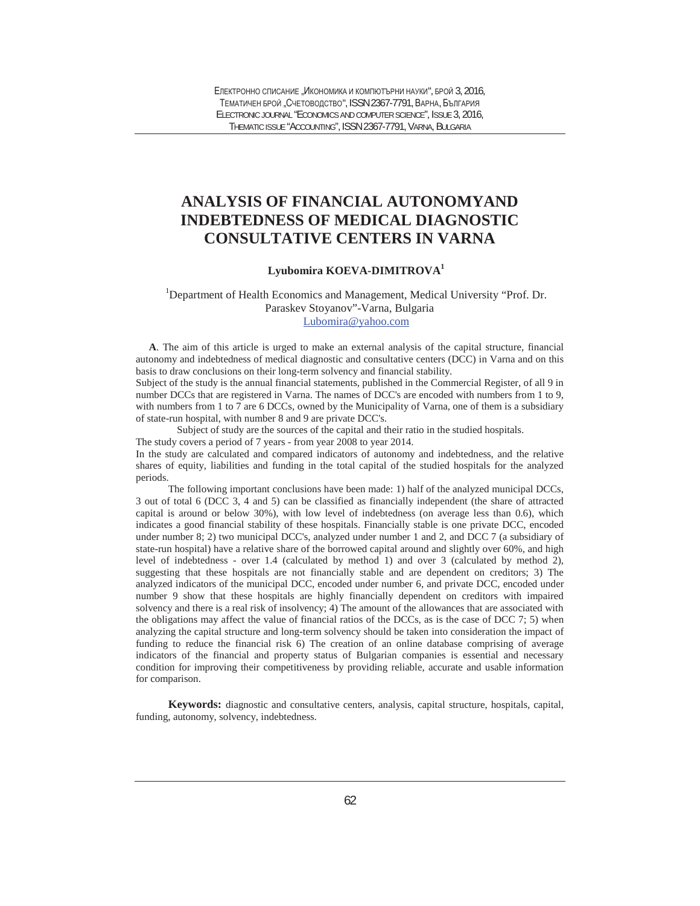# ANALYSIS OF FINANCIAL AUTONOMYAND INDEBTEDNESS OF MEDICAL DIAGNOSTIC CONSULTATIVE CENTERS IN VARNA

**Lyubomira KOEVA-DIMITROVA**[1]

[1]Department of Health Economics and Management, Medical University "Prof. Dr. Paraskev Stoyanov"-Varna, Bulgaria
Lubomira@yahoo.com

**A**. The aim of this article is urged to make an external analysis of the capital structure, financial autonomy and indebtedness of medical diagnostic and consultative centers (DCC) in Varna and on this basis to draw conclusions on their long-term solvency and financial stability.

Subject of the study is the annual financial statements, published in the Commercial Register, of all 9 in number DCCs that are registered in Varna. The names of DCC's are encoded with numbers from 1 to 9, with numbers from 1 to 7 are 6 DCCs, owned by the Municipality of Varna, one of them is a subsidiary of state-run hospital, with number 8 and 9 are private DCC's.

Subject of study are the sources of the capital and their ratio in the studied hospitals.

The study covers a period of 7 years - from year 2008 to year 2014.

In the study are calculated and compared indicators of autonomy and indebtedness, and the relative shares of equity, liabilities and funding in the total capital of the studied hospitals for the analyzed periods.

The following important conclusions have been made: 1) half of the analyzed municipal DCCs, 3 out of total 6 (DCC 3, 4 and 5) can be classified as financially independent (the share of attracted capital is around or below 30%), with low level of indebtedness (on average less than 0.6), which indicates a good financial stability of these hospitals. Financially stable is one private DCC, encoded under number 8; 2) two municipal DCC's, analyzed under number 1 and 2, and DCC 7 (a subsidiary of state-run hospital) have a relative share of the borrowed capital around and slightly over 60%, and high level of indebtedness - over 1.4 (calculated by method 1) and over 3 (calculated by method 2), suggesting that these hospitals are not financially stable and are dependent on creditors; 3) The analyzed indicators of the municipal DCC, encoded under number 6, and private DCC, encoded under number 9 show that these hospitals are highly financially dependent on creditors with impaired solvency and there is a real risk of insolvency; 4) The amount of the allowances that are associated with the obligations may affect the value of financial ratios of the DCCs, as is the case of DCC 7; 5) when analyzing the capital structure and long-term solvency should be taken into consideration the impact of funding to reduce the financial risk 6) The creation of an online database comprising of average indicators of the financial and property status of Bulgarian companies is essential and necessary condition for improving their competitiveness by providing reliable, accurate and usable information for comparison.

**Keywords:** diagnostic and consultative centers, analysis, capital structure, hospitals, capital, funding, autonomy, solvency, indebtedness.